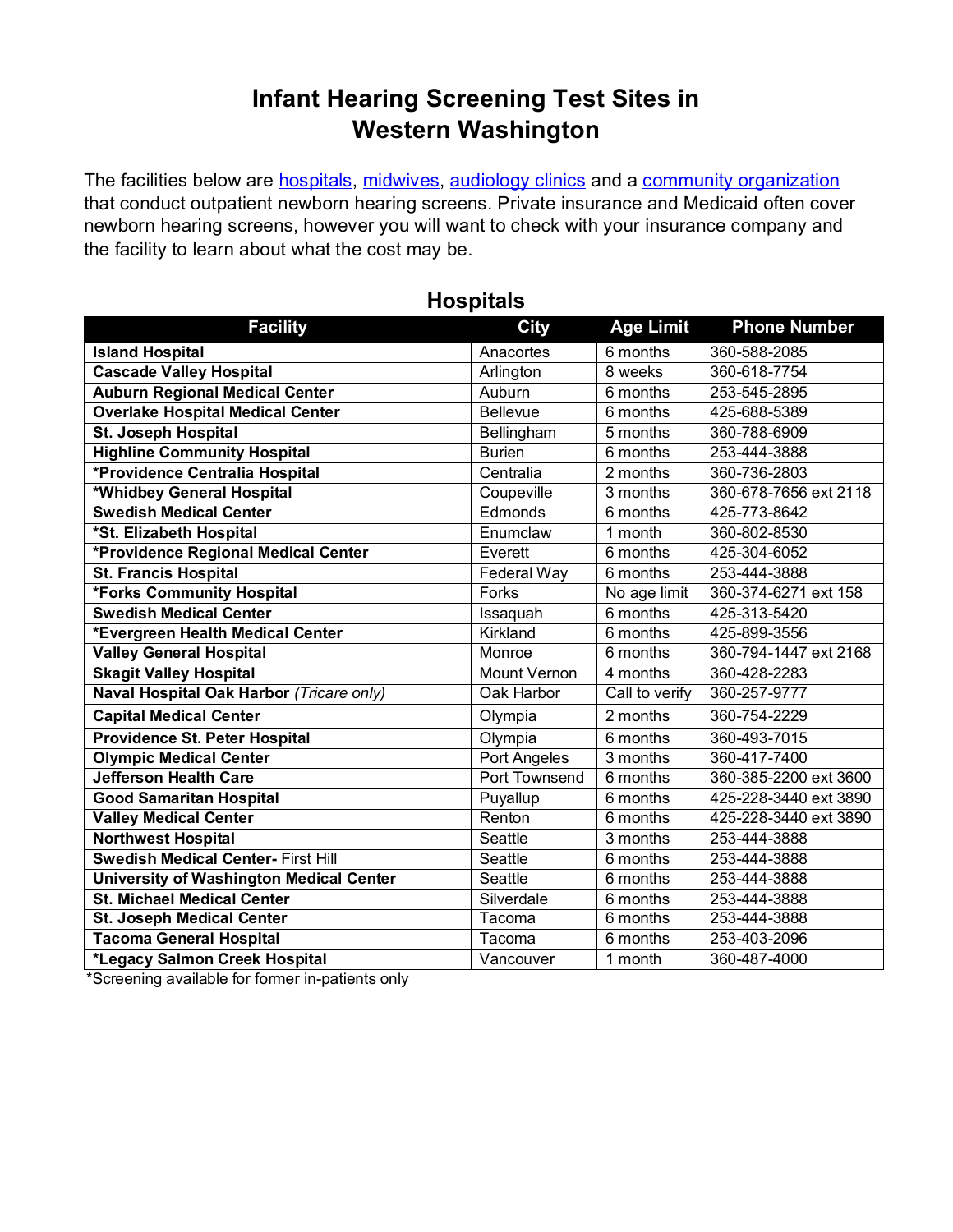# Infant Hearing Screening Test Sites in Western Washington

The facilities below are hospitals, midwives, audiology clinics and a community organization that conduct outpatient newborn hearing screens. Private insurance and Medicaid often cover newborn hearing screens, however you will want to check with your insurance company and the facility to learn about what the cost may be.

## Hospitals

| Facility | City | Age Limit | Phone Number |
|---|---|---|---|
| **Island Hospital** | Anacortes | 6 months | 360-588-2085 |
| **Cascade Valley Hospital** | Arlington | 8 weeks | 360-618-7754 |
| **Auburn Regional Medical Center** | Auburn | 6 months | 253-545-2895 |
| **Overlake Hospital Medical Center** | Bellevue | 6 months | 425-688-5389 |
| **St. Joseph Hospital** | Bellingham | 5 months | 360-788-6909 |
| **Highline Community Hospital** | Burien | 6 months | 253-444-3888 |
| ***Providence Centralia Hospital** | Centralia | 2 months | 360-736-2803 |
| ***Whidbey General Hospital** | Coupeville | 3 months | 360-678-7656 ext 2118 |
| **Swedish Medical Center** | Edmonds | 6 months | 425-773-8642 |
| ***St. Elizabeth Hospital** | Enumclaw | 1 month | 360-802-8530 |
| ***Providence Regional Medical Center** | Everett | 6 months | 425-304-6052 |
| **St. Francis Hospital** | Federal Way | 6 months | 253-444-3888 |
| ***Forks Community Hospital** | Forks | No age limit | 360-374-6271 ext 158 |
| **Swedish Medical Center** | Issaquah | 6 months | 425-313-5420 |
| ***Evergreen Health Medical Center** | Kirkland | 6 months | 425-899-3556 |
| **Valley General Hospital** | Monroe | 6 months | 360-794-1447 ext 2168 |
| **Skagit Valley Hospital** | Mount Vernon | 4 months | 360-428-2283 |
| **Naval Hospital Oak Harbor** *(Tricare only)* | Oak Harbor | Call to verify | 360-257-9777 |
| **Capital Medical Center** | Olympia | 2 months | 360-754-2229 |
| **Providence St. Peter Hospital** | Olympia | 6 months | 360-493-7015 |
| **Olympic Medical Center** | Port Angeles | 3 months | 360-417-7400 |
| **Jefferson Health Care** | Port Townsend | 6 months | 360-385-2200 ext 3600 |
| **Good Samaritan Hospital** | Puyallup | 6 months | 425-228-3440 ext 3890 |
| **Valley Medical Center** | Renton | 6 months | 425-228-3440 ext 3890 |
| **Northwest Hospital** | Seattle | 3 months | 253-444-3888 |
| **Swedish Medical Center-** First Hill | Seattle | 6 months | 253-444-3888 |
| **University of Washington Medical Center** | Seattle | 6 months | 253-444-3888 |
| **St. Michael Medical Center** | Silverdale | 6 months | 253-444-3888 |
| **St. Joseph Medical Center** | Tacoma | 6 months | 253-444-3888 |
| **Tacoma General Hospital** | Tacoma | 6 months | 253-403-2096 |
| ***Legacy Salmon Creek Hospital** | Vancouver | 1 month | 360-487-4000 |

*Screening available for former in-patients only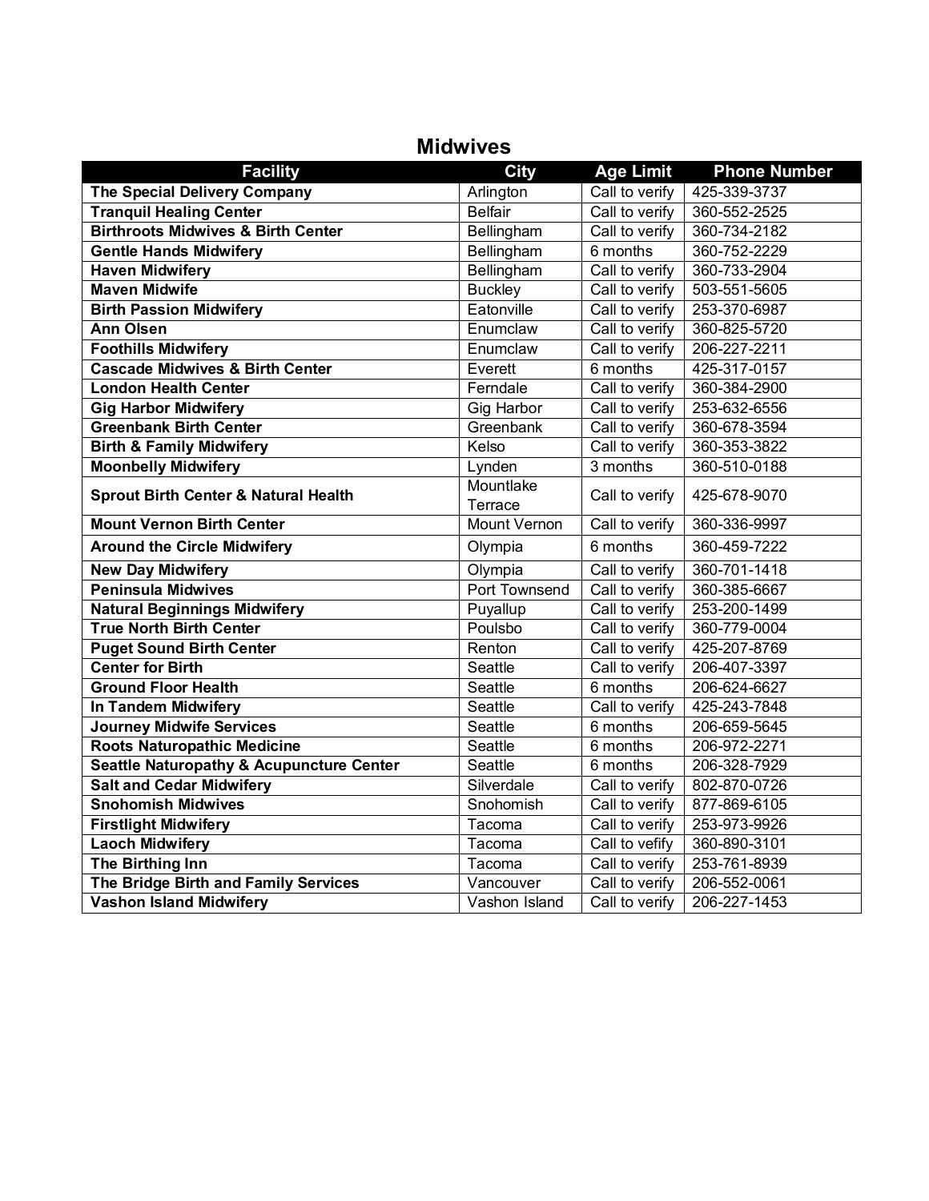# Midwives

| Facility | City | Age Limit | Phone Number |
|---|---|---|---|
| **The Special Delivery Company** | Arlington | Call to verify | 425-339-3737 |
| **Tranquil Healing Center** | Belfair | Call to verify | 360-552-2525 |
| **Birthroots Midwives & Birth Center** | Bellingham | Call to verify | 360-734-2182 |
| **Gentle Hands Midwifery** | Bellingham | 6 months | 360-752-2229 |
| **Haven Midwifery** | Bellingham | Call to verify | 360-733-2904 |
| **Maven Midwife** | Buckley | Call to verify | 503-551-5605 |
| **Birth Passion Midwifery** | Eatonville | Call to verify | 253-370-6987 |
| **Ann Olsen** | Enumclaw | Call to verify | 360-825-5720 |
| **Foothills Midwifery** | Enumclaw | Call to verify | 206-227-2211 |
| **Cascade Midwives & Birth Center** | Everett | 6 months | 425-317-0157 |
| **London Health Center** | Ferndale | Call to verify | 360-384-2900 |
| **Gig Harbor Midwifery** | Gig Harbor | Call to verify | 253-632-6556 |
| **Greenbank Birth Center** | Greenbank | Call to verify | 360-678-3594 |
| **Birth & Family Midwifery** | Kelso | Call to verify | 360-353-3822 |
| **Moonbelly Midwifery** | Lynden | 3 months | 360-510-0188 |
| **Sprout Birth Center & Natural Health** | Mountlake Terrace | Call to verify | 425-678-9070 |
| **Mount Vernon Birth Center** | Mount Vernon | Call to verify | 360-336-9997 |
| **Around the Circle Midwifery** | Olympia | 6 months | 360-459-7222 |
| **New Day Midwifery** | Olympia | Call to verify | 360-701-1418 |
| **Peninsula Midwives** | Port Townsend | Call to verify | 360-385-6667 |
| **Natural Beginnings Midwifery** | Puyallup | Call to verify | 253-200-1499 |
| **True North Birth Center** | Poulsbo | Call to verify | 360-779-0004 |
| **Puget Sound Birth Center** | Renton | Call to verify | 425-207-8769 |
| **Center for Birth** | Seattle | Call to verify | 206-407-3397 |
| **Ground Floor Health** | Seattle | 6 months | 206-624-6627 |
| **In Tandem Midwifery** | Seattle | Call to verify | 425-243-7848 |
| **Journey Midwife Services** | Seattle | 6 months | 206-659-5645 |
| **Roots Naturopathic Medicine** | Seattle | 6 months | 206-972-2271 |
| **Seattle Naturopathy & Acupuncture Center** | Seattle | 6 months | 206-328-7929 |
| **Salt and Cedar Midwifery** | Silverdale | Call to verify | 802-870-0726 |
| **Snohomish Midwives** | Snohomish | Call to verify | 877-869-6105 |
| **Firstlight Midwifery** | Tacoma | Call to verify | 253-973-9926 |
| **Laoch Midwifery** | Tacoma | Call to vefiy | 360-890-3101 |
| **The Birthing Inn** | Tacoma | Call to verify | 253-761-8939 |
| **The Bridge Birth and Family Services** | Vancouver | Call to verify | 206-552-0061 |
| **Vashon Island Midwifery** | Vashon Island | Call to verify | 206-227-1453 |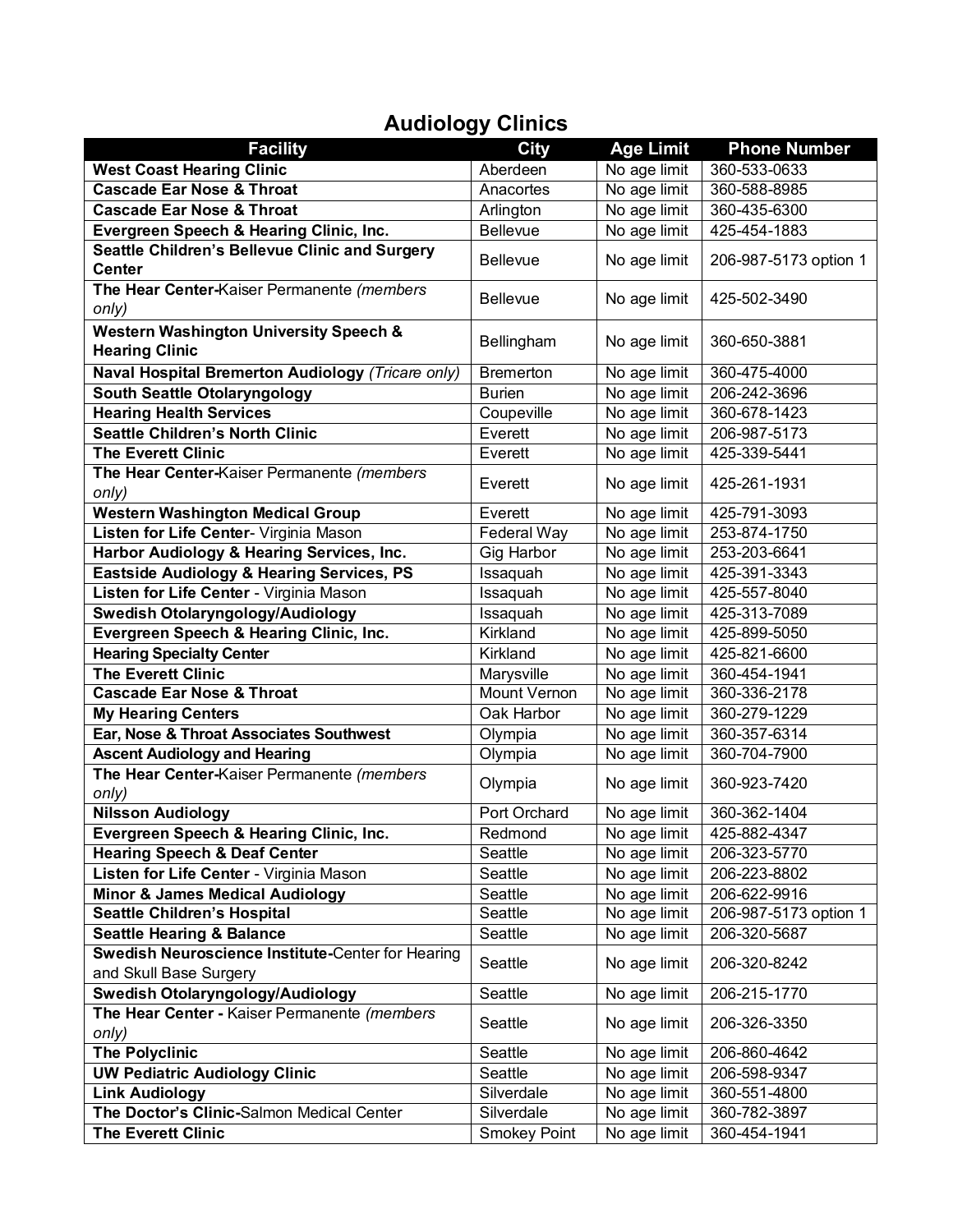# Audiology Clinics

| Facility | City | Age Limit | Phone Number |
|---|---|---|---|
| **West Coast Hearing Clinic** | Aberdeen | No age limit | 360-533-0633 |
| **Cascade Ear Nose & Throat** | Anacortes | No age limit | 360-588-8985 |
| **Cascade Ear Nose & Throat** | Arlington | No age limit | 360-435-6300 |
| **Evergreen Speech & Hearing Clinic, Inc.** | Bellevue | No age limit | 425-454-1883 |
| **Seattle Children's Bellevue Clinic and Surgery Center** | Bellevue | No age limit | 206-987-5173 option 1 |
| **The Hear Center-**Kaiser Permanente *(members only)* | Bellevue | No age limit | 425-502-3490 |
| **Western Washington University Speech & Hearing Clinic** | Bellingham | No age limit | 360-650-3881 |
| **Naval Hospital Bremerton Audiology** *(Tricare only)* | Bremerton | No age limit | 360-475-4000 |
| **South Seattle Otolaryngology** | Burien | No age limit | 206-242-3696 |
| **Hearing Health Services** | Coupeville | No age limit | 360-678-1423 |
| **Seattle Children's North Clinic** | Everett | No age limit | 206-987-5173 |
| **The Everett Clinic** | Everett | No age limit | 425-339-5441 |
| **The Hear Center-**Kaiser Permanente *(members only)* | Everett | No age limit | 425-261-1931 |
| **Western Washington Medical Group** | Everett | No age limit | 425-791-3093 |
| **Listen for Life Center**- Virginia Mason | Federal Way | No age limit | 253-874-1750 |
| **Harbor Audiology & Hearing Services, Inc.** | Gig Harbor | No age limit | 253-203-6641 |
| **Eastside Audiology & Hearing Services, PS** | Issaquah | No age limit | 425-391-3343 |
| **Listen for Life Center** - Virginia Mason | Issaquah | No age limit | 425-557-8040 |
| **Swedish Otolaryngology/Audiology** | Issaquah | No age limit | 425-313-7089 |
| **Evergreen Speech & Hearing Clinic, Inc.** | Kirkland | No age limit | 425-899-5050 |
| **Hearing Specialty Center** | Kirkland | No age limit | 425-821-6600 |
| **The Everett Clinic** | Marysville | No age limit | 360-454-1941 |
| **Cascade Ear Nose & Throat** | Mount Vernon | No age limit | 360-336-2178 |
| **My Hearing Centers** | Oak Harbor | No age limit | 360-279-1229 |
| **Ear, Nose & Throat Associates Southwest** | Olympia | No age limit | 360-357-6314 |
| **Ascent Audiology and Hearing** | Olympia | No age limit | 360-704-7900 |
| **The Hear Center-**Kaiser Permanente *(members only)* | Olympia | No age limit | 360-923-7420 |
| **Nilsson Audiology** | Port Orchard | No age limit | 360-362-1404 |
| **Evergreen Speech & Hearing Clinic, Inc.** | Redmond | No age limit | 425-882-4347 |
| **Hearing Speech & Deaf Center** | Seattle | No age limit | 206-323-5770 |
| **Listen for Life Center** - Virginia Mason | Seattle | No age limit | 206-223-8802 |
| **Minor & James Medical Audiology** | Seattle | No age limit | 206-622-9916 |
| **Seattle Children's Hospital** | Seattle | No age limit | 206-987-5173 option 1 |
| **Seattle Hearing & Balance** | Seattle | No age limit | 206-320-5687 |
| **Swedish Neuroscience Institute-**Center for Hearing and Skull Base Surgery | Seattle | No age limit | 206-320-8242 |
| **Swedish Otolaryngology/Audiology** | Seattle | No age limit | 206-215-1770 |
| **The Hear Center -** Kaiser Permanente *(members only)* | Seattle | No age limit | 206-326-3350 |
| **The Polyclinic** | Seattle | No age limit | 206-860-4642 |
| **UW Pediatric Audiology Clinic** | Seattle | No age limit | 206-598-9347 |
| **Link Audiology** | Silverdale | No age limit | 360-551-4800 |
| **The Doctor's Clinic-**Salmon Medical Center | Silverdale | No age limit | 360-782-3897 |
| **The Everett Clinic** | Smokey Point | No age limit | 360-454-1941 |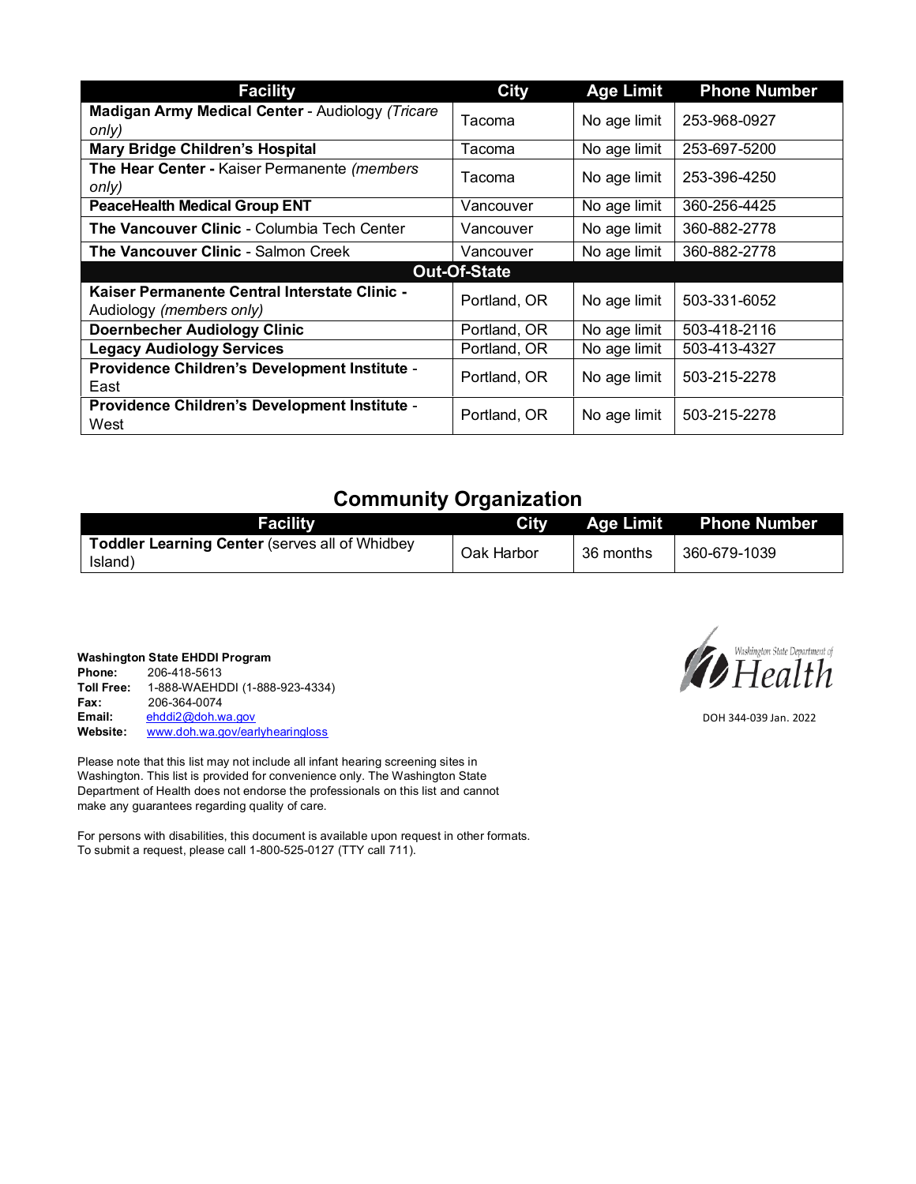| Facility | City | Age Limit | Phone Number |
| --- | --- | --- | --- |
| **Madigan Army Medical Center** - Audiology *(Tricare only)* | Tacoma | No age limit | 253-968-0927 |
| **Mary Bridge Children's Hospital** | Tacoma | No age limit | 253-697-5200 |
| **The Hear Center -** Kaiser Permanente *(members only)* | Tacoma | No age limit | 253-396-4250 |
| **PeaceHealth Medical Group ENT** | Vancouver | No age limit | 360-256-4425 |
| **The Vancouver Clinic** - Columbia Tech Center | Vancouver | No age limit | 360-882-2778 |
| **The Vancouver Clinic** - Salmon Creek | Vancouver | No age limit | 360-882-2778 |
| **Out-Of-State** | | | |
| **Kaiser Permanente Central Interstate Clinic -** Audiology *(members only)* | Portland, OR | No age limit | 503-331-6052 |
| **Doernbecher Audiology Clinic** | Portland, OR | No age limit | 503-418-2116 |
| **Legacy Audiology Services** | Portland, OR | No age limit | 503-413-4327 |
| **Providence Children's Development Institute** - East | Portland, OR | No age limit | 503-215-2278 |
| **Providence Children's Development Institute** - West | Portland, OR | No age limit | 503-215-2278 |

## Community Organization

| Facility | City | Age Limit | Phone Number |
| --- | --- | --- | --- |
| **Toddler Learning Center** (serves all of Whidbey Island) | Oak Harbor | 36 months | 360-679-1039 |

**Washington State EHDDI Program**
**Phone:** 206-418-5613
**Toll Free:** 1-888-WAEHDDI (1-888-923-4334)
**Fax:** 206-364-0074
**Email:** ehddi2@doh.wa.gov
**Website:** www.doh.wa.gov/earlyhearingloss

Washington State Department of Health

DOH 344-039 Jan. 2022

Please note that this list may not include all infant hearing screening sites in Washington. This list is provided for convenience only. The Washington State Department of Health does not endorse the professionals on this list and cannot make any guarantees regarding quality of care.

For persons with disabilities, this document is available upon request in other formats. To submit a request, please call 1-800-525-0127 (TTY call 711).